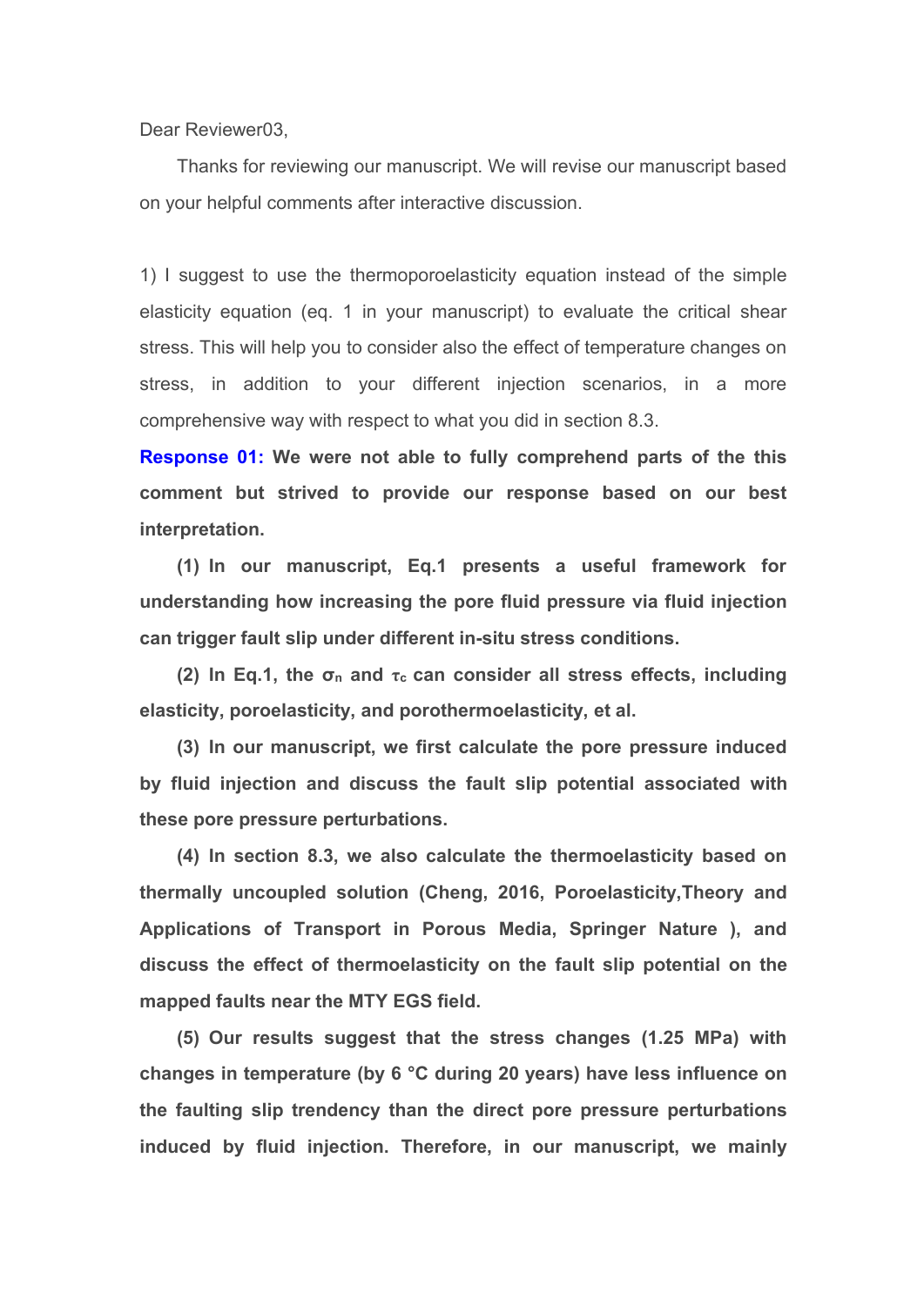Dear Reviewer03,

Thanks for reviewing our manuscript. We will revise our manuscript based on your helpful comments after interactive discussion.

1) I suggest to use the thermoporoelasticity equation instead of the simple elasticity equation (eq. 1 in your manuscript) to evaluate the critical shear stress. This will help you to consider also the effect of temperature changes on stress, in addition to your different injection scenarios, in a more comprehensive way with respect to what you did in section 8.3.

**Response 01: We were not able to fully comprehend parts of the this comment but strived to provide our response based on our best interpretation.**

**(1) In our manuscript, Eq.1 presents a useful framework for understanding how increasing the pore fluid pressure via fluid injection can trigger fault slip under different in-situ stress conditions.**

**(2) In Eq.1, the $\sigma_n$ and $\tau_c$ can consider all stress effects, including elasticity, poroelasticity, and porothermoelasticity, et al.**

**(3) In our manuscript, we first calculate the pore pressure induced by fluid injection and discuss the fault slip potential associated with these pore pressure perturbations.**

**(4) In section 8.3, we also calculate the thermoelasticity based on thermally uncoupled solution (Cheng, 2016, Poroelasticity,Theory and Applications of Transport in Porous Media, Springer Nature ), and discuss the effect of thermoelasticity on the fault slip potential on the mapped faults near the MTY EGS field.**

**(5) Our results suggest that the stress changes (1.25 MPa) with changes in temperature (by 6 °C during 20 years) have less influence on the faulting slip trendency than the direct pore pressure perturbations induced by fluid injection. Therefore, in our manuscript, we mainly**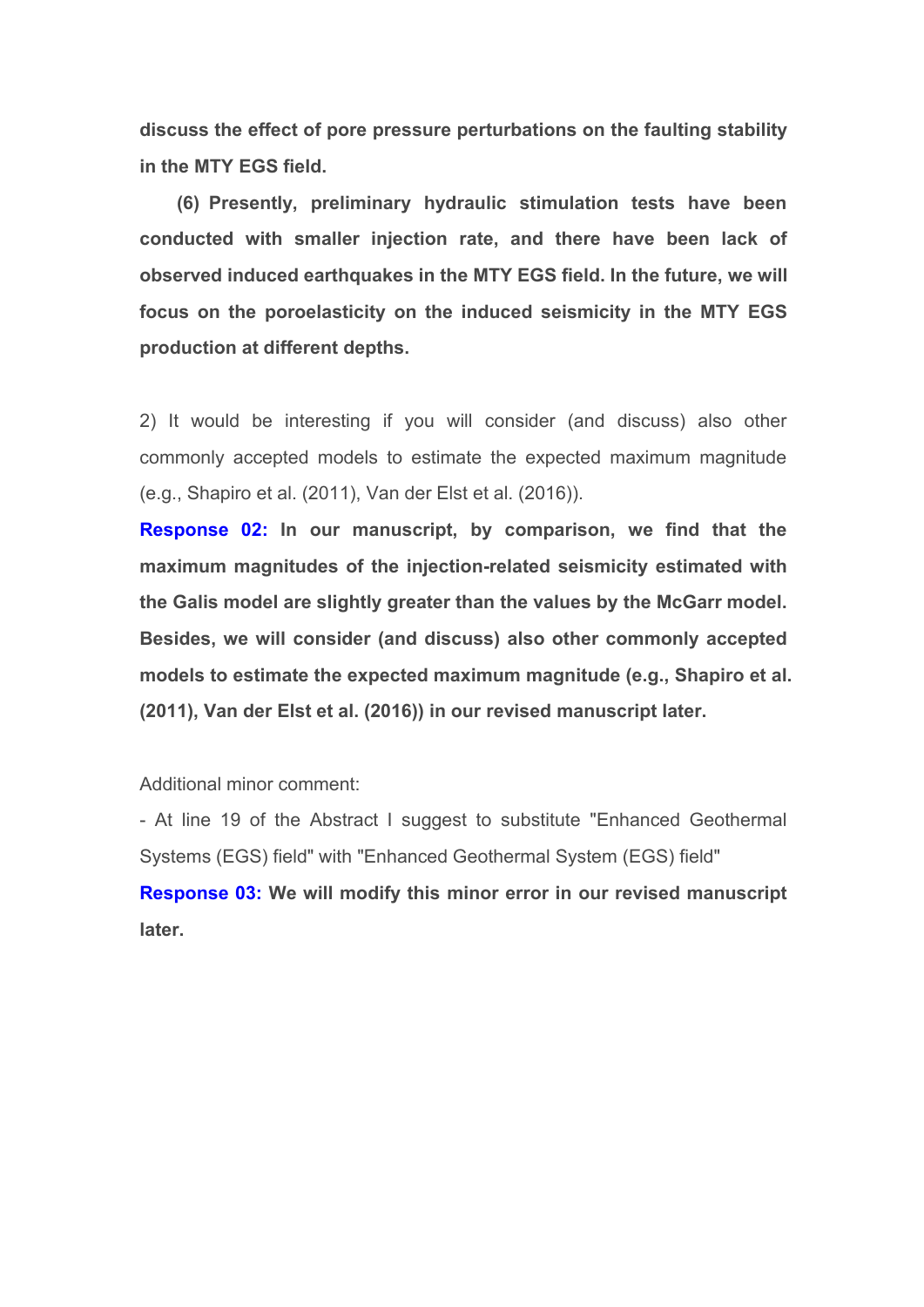**discuss the effect of pore pressure perturbations on the faulting stability in the MTY EGS field.**

**(6) Presently, preliminary hydraulic stimulation tests have been conducted with smaller injection rate, and there have been lack of observed induced earthquakes in the MTY EGS field. In the future, we will focus on the poroelasticity on the induced seismicity in the MTY EGS production at different depths.**

2) It would be interesting if you will consider (and discuss) also other commonly accepted models to estimate the expected maximum magnitude (e.g., Shapiro et al. (2011), Van der Elst et al. (2016)).

**Response 02: In our manuscript, by comparison, we find that the maximum magnitudes of the injection-related seismicity estimated with the Galis model are slightly greater than the values by the McGarr model. Besides, we will consider (and discuss) also other commonly accepted models to estimate the expected maximum magnitude (e.g., Shapiro et al. (2011), Van der Elst et al. (2016)) in our revised manuscript later.**

Additional minor comment:

- At line 19 of the Abstract I suggest to substitute "Enhanced Geothermal Systems (EGS) field" with "Enhanced Geothermal System (EGS) field"

**Response 03: We will modify this minor error in our revised manuscript later.**